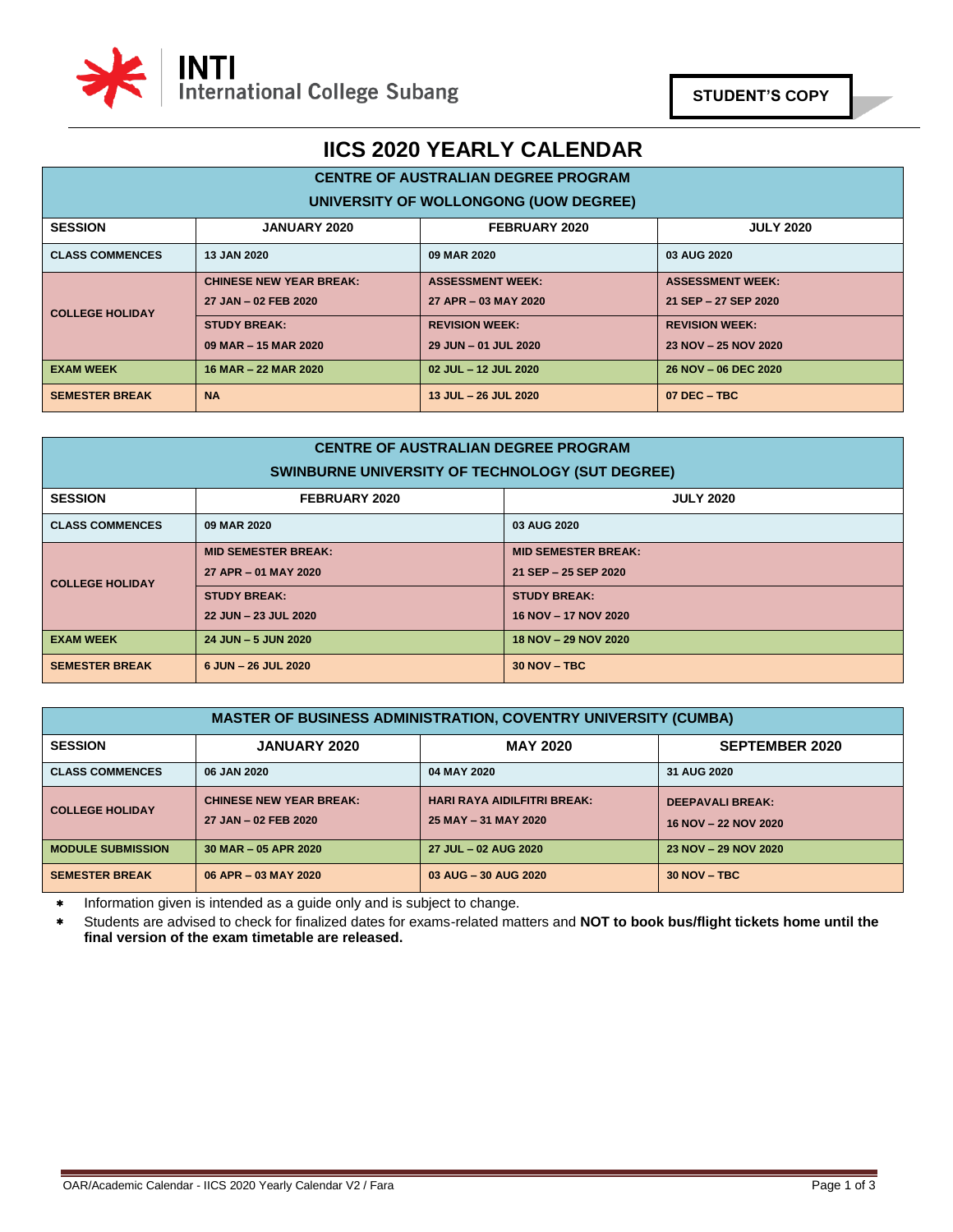INTI International College Subang

**STUDENT'S COPY**

# IICS 2020 YEARLY CALENDAR

| CENTRE OF AUSTRALIAN DEGREE PROGRAM<br>UNIVERSITY OF WOLLONGONG (UOW DEGREE) | | | |
|---|---|---|---|
| **SESSION** | **JANUARY 2020** | **FEBRUARY 2020** | **JULY 2020** |
| **CLASS COMMENCES** | 13 JAN 2020 | 09 MAR 2020 | 03 AUG 2020 |
| **COLLEGE HOLIDAY** | CHINESE NEW YEAR BREAK:<br>27 JAN – 02 FEB 2020 | ASSESSMENT WEEK:<br>27 APR – 03 MAY 2020 | ASSESSMENT WEEK:<br>21 SEP – 27 SEP 2020 |
| | STUDY BREAK:<br>09 MAR – 15 MAR 2020 | REVISION WEEK:<br>29 JUN – 01 JUL 2020 | REVISION WEEK:<br>23 NOV – 25 NOV 2020 |
| **EXAM WEEK** | 16 MAR – 22 MAR 2020 | 02 JUL – 12 JUL 2020 | 26 NOV – 06 DEC 2020 |
| **SEMESTER BREAK** | NA | 13 JUL – 26 JUL 2020 | 07 DEC – TBC |

| CENTRE OF AUSTRALIAN DEGREE PROGRAM<br>SWINBURNE UNIVERSITY OF TECHNOLOGY (SUT DEGREE) | | |
|---|---|---|
| **SESSION** | **FEBRUARY 2020** | **JULY 2020** |
| **CLASS COMMENCES** | 09 MAR 2020 | 03 AUG 2020 |
| **COLLEGE HOLIDAY** | MID SEMESTER BREAK:<br>27 APR – 01 MAY 2020 | MID SEMESTER BREAK:<br>21 SEP – 25 SEP 2020 |
| | STUDY BREAK:<br>22 JUN – 23 JUL 2020 | STUDY BREAK:<br>16 NOV – 17 NOV 2020 |
| **EXAM WEEK** | 24 JUN – 5 JUN 2020 | 18 NOV – 29 NOV 2020 |
| **SEMESTER BREAK** | 6 JUN – 26 JUL 2020 | 30 NOV – TBC |

| MASTER OF BUSINESS ADMINISTRATION, COVENTRY UNIVERSITY (CUMBA) | | | |
|---|---|---|---|
| **SESSION** | **JANUARY 2020** | **MAY 2020** | **SEPTEMBER 2020** |
| **CLASS COMMENCES** | 06 JAN 2020 | 04 MAY 2020 | 31 AUG 2020 |
| **COLLEGE HOLIDAY** | CHINESE NEW YEAR BREAK:<br>27 JAN – 02 FEB 2020 | HARI RAYA AIDILFITRI BREAK:<br>25 MAY – 31 MAY 2020 | DEEPAVALI BREAK:<br>16 NOV – 22 NOV 2020 |
| **MODULE SUBMISSION** | 30 MAR – 05 APR 2020 | 27 JUL – 02 AUG 2020 | 23 NOV – 29 NOV 2020 |
| **SEMESTER BREAK** | 06 APR – 03 MAY 2020 | 03 AUG – 30 AUG 2020 | 30 NOV – TBC |

- Information given is intended as a guide only and is subject to change.
- Students are advised to check for finalized dates for exams-related matters and **NOT to book bus/flight tickets home until the final version of the exam timetable are released.**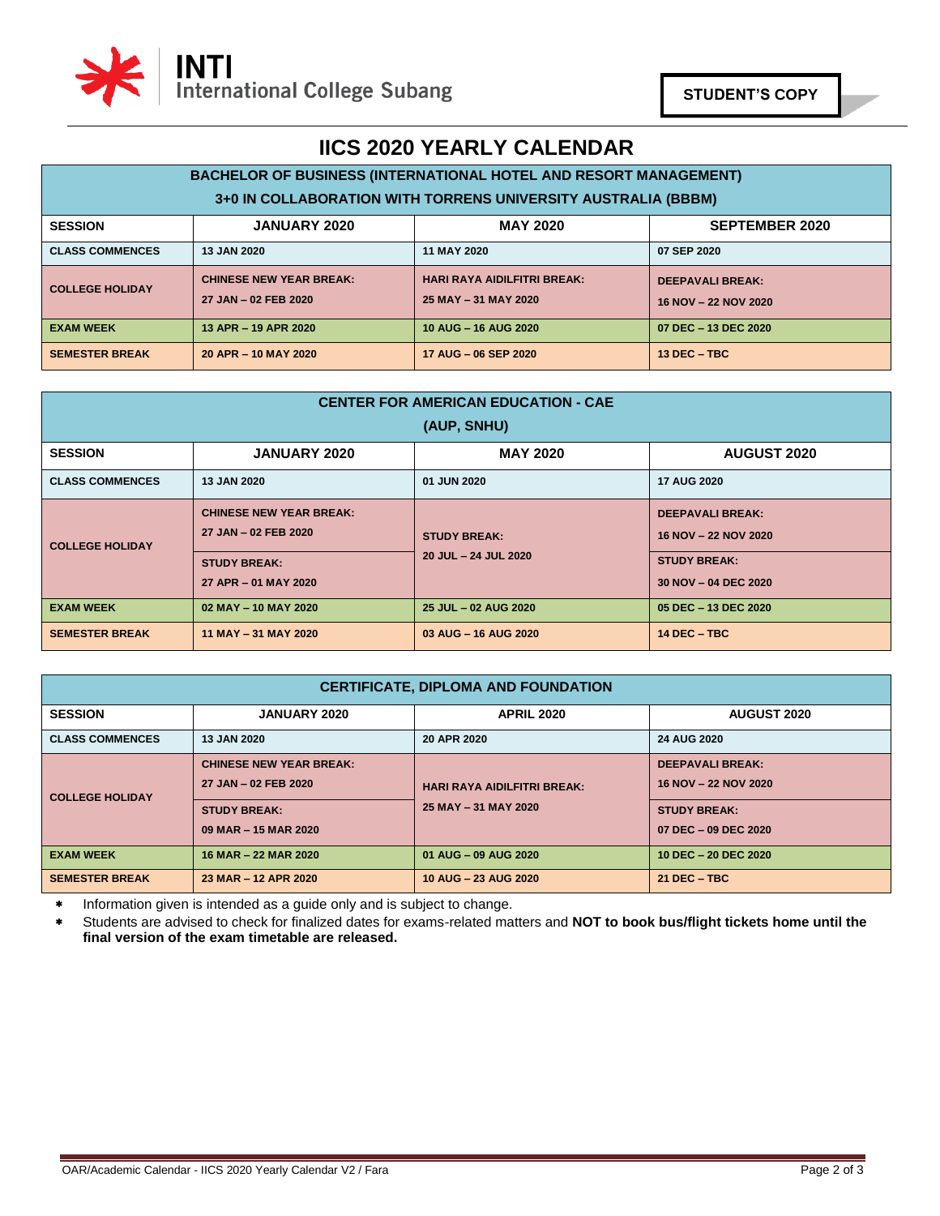STUDENT'S COPY

# IICS 2020 YEARLY CALENDAR

| BACHELOR OF BUSINESS (INTERNATIONAL HOTEL AND RESORT MANAGEMENT) 3+0 IN COLLABORATION WITH TORRENS UNIVERSITY AUSTRALIA (BBBM) | | | |
|---|---|---|---|
| **SESSION** | **JANUARY 2020** | **MAY 2020** | **SEPTEMBER 2020** |
| **CLASS COMMENCES** | 13 JAN 2020 | 11 MAY 2020 | 07 SEP 2020 |
| **COLLEGE HOLIDAY** | CHINESE NEW YEAR BREAK: 27 JAN – 02 FEB 2020 | HARI RAYA AIDILFITRI BREAK: 25 MAY – 31 MAY 2020 | DEEPAVALI BREAK: 16 NOV – 22 NOV 2020 |
| **EXAM WEEK** | 13 APR – 19 APR 2020 | 10 AUG – 16 AUG 2020 | 07 DEC – 13 DEC 2020 |
| **SEMESTER BREAK** | 20 APR – 10 MAY 2020 | 17 AUG – 06 SEP 2020 | 13 DEC – TBC |

| CENTER FOR AMERICAN EDUCATION - CAE (AUP, SNHU) | | | |
|---|---|---|---|
| **SESSION** | **JANUARY 2020** | **MAY 2020** | **AUGUST 2020** |
| **CLASS COMMENCES** | 13 JAN 2020 | 01 JUN 2020 | 17 AUG 2020 |
| **COLLEGE HOLIDAY** | CHINESE NEW YEAR BREAK: 27 JAN – 02 FEB 2020<br>STUDY BREAK: 27 APR – 01 MAY 2020 | STUDY BREAK: 20 JUL – 24 JUL 2020 | DEEPAVALI BREAK: 16 NOV – 22 NOV 2020<br>STUDY BREAK: 30 NOV – 04 DEC 2020 |
| **EXAM WEEK** | 02 MAY – 10 MAY 2020 | 25 JUL – 02 AUG 2020 | 05 DEC – 13 DEC 2020 |
| **SEMESTER BREAK** | 11 MAY – 31 MAY 2020 | 03 AUG – 16 AUG 2020 | 14 DEC – TBC |

| CERTIFICATE, DIPLOMA AND FOUNDATION | | | |
|---|---|---|---|
| **SESSION** | **JANUARY 2020** | **APRIL 2020** | **AUGUST 2020** |
| **CLASS COMMENCES** | 13 JAN 2020 | 20 APR 2020 | 24 AUG 2020 |
| **COLLEGE HOLIDAY** | CHINESE NEW YEAR BREAK: 27 JAN – 02 FEB 2020<br>STUDY BREAK: 09 MAR – 15 MAR 2020 | HARI RAYA AIDILFITRI BREAK: 25 MAY – 31 MAY 2020 | DEEPAVALI BREAK: 16 NOV – 22 NOV 2020<br>STUDY BREAK: 07 DEC – 09 DEC 2020 |
| **EXAM WEEK** | 16 MAR – 22 MAR 2020 | 01 AUG – 09 AUG 2020 | 10 DEC – 20 DEC 2020 |
| **SEMESTER BREAK** | 23 MAR – 12 APR 2020 | 10 AUG – 23 AUG 2020 | 21 DEC – TBC |

- Information given is intended as a guide only and is subject to change.
- Students are advised to check for finalized dates for exams-related matters and **NOT to book bus/flight tickets home until the final version of the exam timetable are released.**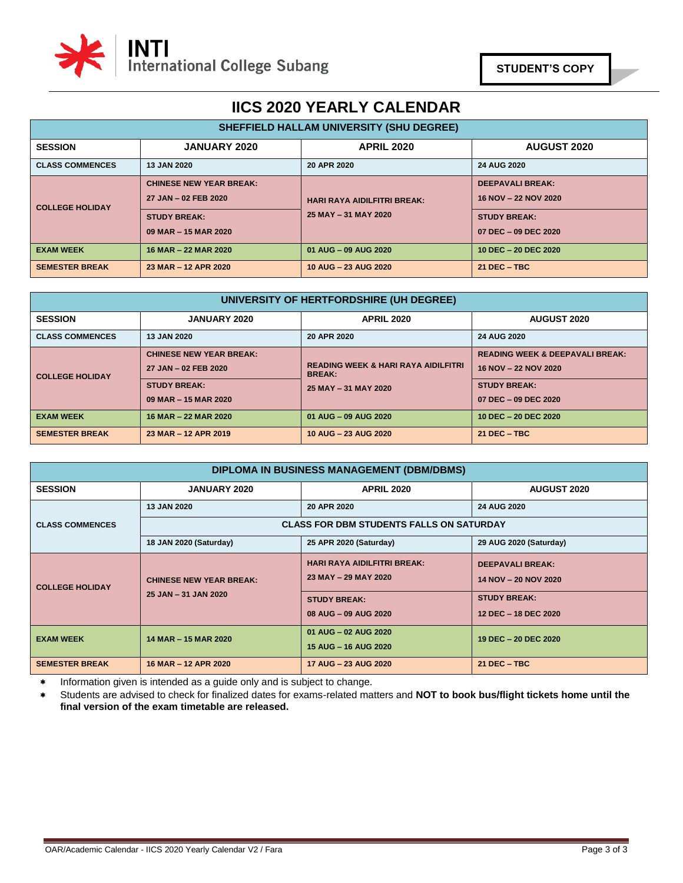STUDENT'S COPY

# IICS 2020 YEARLY CALENDAR

| SHEFFIELD HALLAM UNIVERSITY (SHU DEGREE) | | | |
|---|---|---|---|
| **SESSION** | **JANUARY 2020** | **APRIL 2020** | **AUGUST 2020** |
| **CLASS COMMENCES** | 13 JAN 2020 | 20 APR 2020 | 24 AUG 2020 |
| **COLLEGE HOLIDAY** | CHINESE NEW YEAR BREAK: 27 JAN – 02 FEB 2020<br>STUDY BREAK: 09 MAR – 15 MAR 2020 | HARI RAYA AIDILFITRI BREAK: 25 MAY – 31 MAY 2020 | DEEPAVALI BREAK: 16 NOV – 22 NOV 2020<br>STUDY BREAK: 07 DEC – 09 DEC 2020 |
| **EXAM WEEK** | 16 MAR – 22 MAR 2020 | 01 AUG – 09 AUG 2020 | 10 DEC – 20 DEC 2020 |
| **SEMESTER BREAK** | 23 MAR – 12 APR 2020 | 10 AUG – 23 AUG 2020 | 21 DEC – TBC |

| UNIVERSITY OF HERTFORDSHIRE (UH DEGREE) | | | |
|---|---|---|---|
| **SESSION** | **JANUARY 2020** | **APRIL 2020** | **AUGUST 2020** |
| **CLASS COMMENCES** | 13 JAN 2020 | 20 APR 2020 | 24 AUG 2020 |
| **COLLEGE HOLIDAY** | CHINESE NEW YEAR BREAK: 27 JAN – 02 FEB 2020<br>STUDY BREAK: 09 MAR – 15 MAR 2020 | READING WEEK & HARI RAYA AIDILFITRI BREAK: 25 MAY – 31 MAY 2020 | READING WEEK & DEEPAVALI BREAK: 16 NOV – 22 NOV 2020<br>STUDY BREAK: 07 DEC – 09 DEC 2020 |
| **EXAM WEEK** | 16 MAR – 22 MAR 2020 | 01 AUG – 09 AUG 2020 | 10 DEC – 20 DEC 2020 |
| **SEMESTER BREAK** | 23 MAR – 12 APR 2019 | 10 AUG – 23 AUG 2020 | 21 DEC – TBC |

| DIPLOMA IN BUSINESS MANAGEMENT (DBM/DBMS) | | | |
|---|---|---|---|
| **SESSION** | **JANUARY 2020** | **APRIL 2020** | **AUGUST 2020** |
| **CLASS COMMENCES** | 13 JAN 2020 | 20 APR 2020 | 24 AUG 2020 |
| | CLASS FOR DBM STUDENTS FALLS ON SATURDAY | | |
| | 18 JAN 2020 (Saturday) | 25 APR 2020 (Saturday) | 29 AUG 2020 (Saturday) |
| **COLLEGE HOLIDAY** | CHINESE NEW YEAR BREAK: 25 JAN – 31 JAN 2020 | HARI RAYA AIDILFITRI BREAK: 23 MAY – 29 MAY 2020<br>STUDY BREAK: 08 AUG – 09 AUG 2020 | DEEPAVALI BREAK: 14 NOV – 20 NOV 2020<br>STUDY BREAK: 12 DEC – 18 DEC 2020 |
| **EXAM WEEK** | 14 MAR – 15 MAR 2020 | 01 AUG – 02 AUG 2020<br>15 AUG – 16 AUG 2020 | 19 DEC – 20 DEC 2020 |
| **SEMESTER BREAK** | 16 MAR – 12 APR 2020 | 17 AUG – 23 AUG 2020 | 21 DEC – TBC |

- Information given is intended as a guide only and is subject to change.
- Students are advised to check for finalized dates for exams-related matters and **NOT to book bus/flight tickets home until the final version of the exam timetable are released.**

OAR/Academic Calendar - IICS 2020 Yearly Calendar V2 / Fara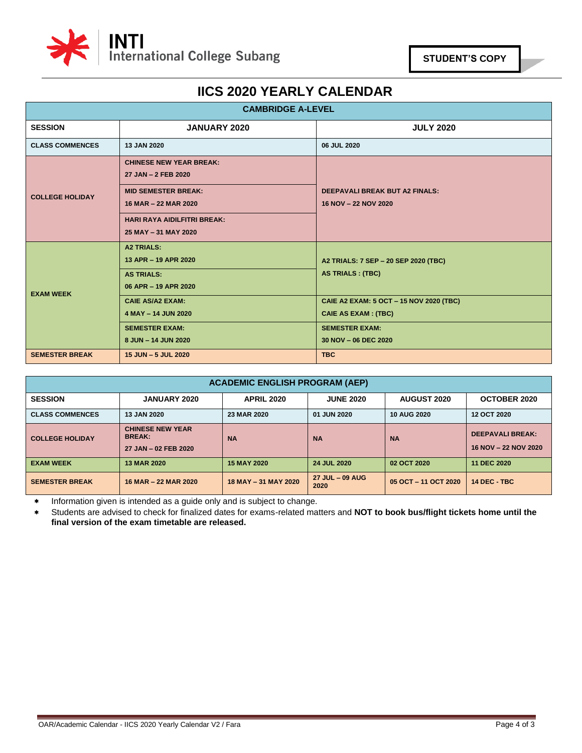STUDENT'S COPY

# IICS 2020 YEARLY CALENDAR

| CAMBRIDGE A-LEVEL | | |
|---|---|---|
| **SESSION** | **JANUARY 2020** | **JULY 2020** |
| **CLASS COMMENCES** | **13 JAN 2020** | **06 JUL 2020** |
| **COLLEGE HOLIDAY** | **CHINESE NEW YEAR BREAK:** 27 JAN – 2 FEB 2020 | **DEEPAVALI BREAK BUT A2 FINALS:** 16 NOV – 22 NOV 2020 |
| | **MID SEMESTER BREAK:** 16 MAR – 22 MAR 2020 | |
| | **HARI RAYA AIDILFITRI BREAK:** 25 MAY – 31 MAY 2020 | |
| **EXAM WEEK** | **A2 TRIALS:** 13 APR – 19 APR 2020 | **A2 TRIALS: 7 SEP – 20 SEP 2020 (TBC)** **AS TRIALS : (TBC)** |
| | **AS TRIALS:** 06 APR – 19 APR 2020 | |
| | **CAIE AS/A2 EXAM:** 4 MAY – 14 JUN 2020 | **CAIE A2 EXAM: 5 OCT – 15 NOV 2020 (TBC)** **CAIE AS EXAM : (TBC)** |
| | **SEMESTER EXAM:** 8 JUN – 14 JUN 2020 | **SEMESTER EXAM:** 30 NOV – 06 DEC 2020 |
| **SEMESTER BREAK** | **15 JUN – 5 JUL 2020** | **TBC** |

| ACADEMIC ENGLISH PROGRAM (AEP) | | | | | |
|---|---|---|---|---|---|
| **SESSION** | **JANUARY 2020** | **APRIL 2020** | **JUNE 2020** | **AUGUST 2020** | **OCTOBER 2020** |
| **CLASS COMMENCES** | **13 JAN 2020** | **23 MAR 2020** | **01 JUN 2020** | **10 AUG 2020** | **12 OCT 2020** |
| **COLLEGE HOLIDAY** | **CHINESE NEW YEAR BREAK:** 27 JAN – 02 FEB 2020 | **NA** | **NA** | **NA** | **DEEPAVALI BREAK:** 16 NOV – 22 NOV 2020 |
| **EXAM WEEK** | **13 MAR 2020** | **15 MAY 2020** | **24 JUL 2020** | **02 OCT 2020** | **11 DEC 2020** |
| **SEMESTER BREAK** | **16 MAR – 22 MAR 2020** | **18 MAY – 31 MAY 2020** | **27 JUL – 09 AUG 2020** | **05 OCT – 11 OCT 2020** | **14 DEC - TBC** |

- Information given is intended as a guide only and is subject to change.
- Students are advised to check for finalized dates for exams-related matters and **NOT to book bus/flight tickets home until the final version of the exam timetable are released.**